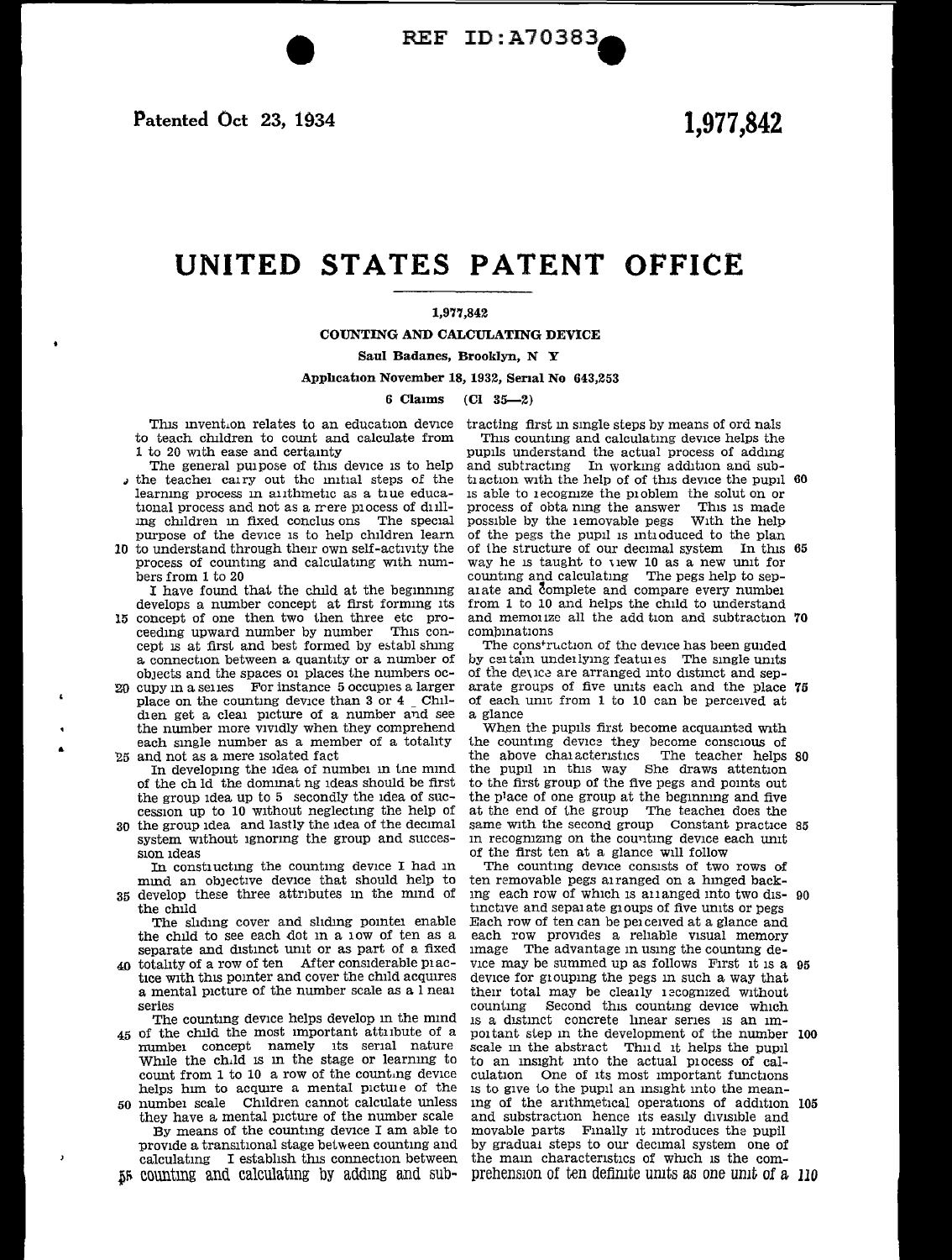REF ID:A70383

Patented Oct 23, 1934

1,977,842

# UNITED STATES PATENT OFFICE

1,977,842

## COUNTING AND CALCULATING DEVICE

Saul Badanes, Brooklyn, N Y

Application November 18, 1932, Serial No 643,253

6 Claims (Cl 35—2)

This invention relates to an education device to teach children to count and calculate from 1 to 20 with ease and certainty

The general purpose of this device is to help the teacher carry out the initial steps of the learning process in arithmetic as a true educational process and not as a mere process of drilling children in fixed conclusions The special purpose of the device is to help children learn to understand through their own self-activity the process of counting and calculating with numbers from 1 to 20

I have found that the child at the beginning develops a number concept at first forming its concept of one then two then three etc proceeding upward number by number This concept is at first and best formed by establishing a connection between a quantity or a number of objects and the spaces or places the numbers occupy in a series For instance 5 occupies a larger place on the counting device than 3 or 4 Children get a clear picture of a number and see the number more vividly when they comprehend each single number as a member of a totality and not as a mere isolated fact

In developing the idea of number in the mind of the child the dominating ideas should be first the group idea up to 5 secondly the idea of succession up to 10 without neglecting the help of the group idea and lastly the idea of the decimal system without ignoring the group and succession ideas

In constructing the counting device I had in mind an objective device that should help to develop these three attributes in the mind of the child

The sliding cover and sliding pointer enable the child to see each dot in a row of ten as a separate and distinct unit or as part of a fixed totality of a row of ten After considerable practice with this pointer and cover the child acquires a mental picture of the number scale as a linear series

The counting device helps develop in the mind of the child the most important attribute of a number concept namely its serial nature While the child is in the stage or learning to count from 1 to 10 a row of the counting device helps him to acquire a mental picture of the number scale Children cannot calculate unless they have a mental picture of the number scale

By means of the counting device I am able to provide a transitional stage between counting and calculating I establish this connection between counting and calculating by adding and subtracting first in single steps by means of ordinals

This counting and calculating device helps the pupils understand the actual process of adding and subtracting In working addition and subtraction with the help of of this device the pupil is able to recognize the problem the solution or process of obtaining the answer This is made possible by the removable pegs With the help of the pegs the pupil is introduced to the plan of the structure of our decimal system In this way he is taught to view 10 as a new unit for counting and calculating The pegs help to separate and complete and compare every number from 1 to 10 and helps the child to understand and memorize all the addition and subtraction combinations

The construction of the device has been guided by certain underlying features The single units of the device are arranged into distinct and separate groups of five units each and the place of each unit from 1 to 10 can be perceived at a glance

When the pupils first become acquainted with the counting device they become conscious of the above characteristics The teacher helps the pupil in this way She draws attention to the first group of the five pegs and points out the place of one group at the beginning and five at the end of the group The teacher does the same with the second group Constant practice in recognizing on the counting device each unit of the first ten at a glance will follow

The counting device consists of two rows of ten removable pegs arranged on a hinged backing each row of which is arranged into two distinctive and separate groups of five units or pegs Each row of ten can be perceived at a glance and each row provides a reliable visual memory image The advantage in using the counting device may be summed up as follows First it is a device for grouping the pegs in such a way that their total may be clearly recognized without counting Second this counting device which is a distinct concrete linear series is an important step in the development of the number scale in the abstract Third it helps the pupil to an insight into the actual process of calculation One of its most important functions is to give to the pupil an insight into the meaning of the arithmetical operations of addition and substraction hence its easily divisible and movable parts Finally it introduces the pupil by gradual steps to our decimal system one of the main characteristics of which is the comprehension of ten definite units as one unit of a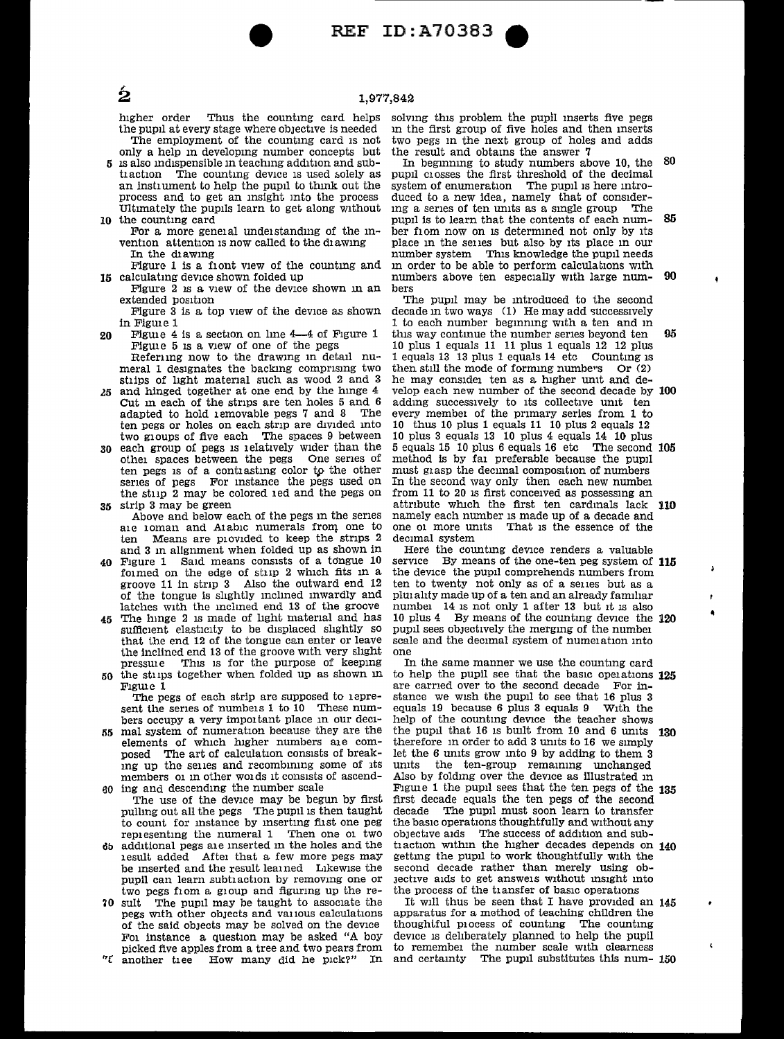higher order Thus the counting card helps the pupil at every stage where objective is needed

The employment of the counting card is not only a help in developing number concepts but is also indispensible in teaching addition and subtraction The counting device is used solely as an instrument to help the pupil to think out the process and to get an insight into the process Ultimately the pupils learn to get along without the counting card

For a more general understanding of the invention attention is now called to the drawing

In the drawing

Figure 1 is a front view of the counting and calculating device shown folded up

Figure 2 is a view of the device shown in an extended position

Figure 3 is a top view of the device as shown in Figure 1

Figure 4 is a section on line 4—4 of Figure 1

Figure 5 is a view of one of the pegs

Referring now to the drawing in detail numeral 1 designates the backing comprising two strips of light material such as wood 2 and 3 and hinged together at one end by the hinge 4 Cut in each of the strips are ten holes 5 and 6 adapted to hold removable pegs 7 and 8 The ten pegs or holes on each strip are divided into two groups of five each The spaces 9 between each group of pegs is relatively wider than the other spaces between the pegs One series of ten pegs is of a contrasting color to the other series of pegs For instance the pegs used on the strip 2 may be colored red and the pegs on strip 3 may be green

Above and below each of the pegs in the series are roman and Arabic numerals from one to ten Means are provided to keep the strips 2 and 3 in alignment when folded up as shown in Figure 1 Said means consists of a tongue 10 formed on the edge of strip 2 which fits in a groove 11 in strip 3 Also the outward end 12 of the tongue is slightly inclined inwardly and latches with the inclined end 13 of the groove The hinge 2 is made of light material and has sufficient elasticity to be displaced slightly so that the end 12 of the tongue can enter or leave the inclined end 13 of the groove with very slight pressure This is for the purpose of keeping the strips together when folded up as shown in Figure 1

The pegs of each strip are supposed to represent the series of numbers 1 to 10 These numbers occupy a very important place in our decimal system of numeration because they are the elements of which higher numbers are composed The art of calculation consists of breaking up the series and recombining some of its members or in other words it consists of ascending and descending the number scale

The use of the device may be begun by first pulling out all the pegs The pupil is then taught to count for instance by inserting first one peg representing the numeral 1 Then one or two additional pegs are inserted in the holes and the result added After that a few more pegs may be inserted and the result learned Likewise the pupil can learn subtraction by removing one or two pegs from a group and figuring up the result The pupil may be taught to associate the pegs with other objects and various calculations of the said objects may be solved on the device For instance a question may be asked "A boy picked five apples from a tree and two pears from another tree How many did he pick?" In solving this problem the pupil inserts five pegs in the first group of five holes and then inserts two pegs in the next group of holes and adds the result and obtains the answer 7

In beginning to study numbers above 10, the pupil crosses the first threshold of the decimal system of enumeration The pupil is here introduced to a new idea, namely that of considering a series of ten units as a single group The pupil is to learn that the contents of each number from now on is determined not only by its place in the series but also by its place in our number system This knowledge the pupil needs in order to be able to perform calculations with numbers above ten especially with large numbers

The pupil may be introduced to the second decade in two ways (1) He may add successively 1 to each number beginning with a ten and in this way continue the number series beyond ten 10 plus 1 equals 11 11 plus 1 equals 12 12 plus 1 equals 13 13 plus 1 equals 14 etc Counting is then still the mode of forming numbers Or (2) he may consider ten as a higher unit and develop each new number of the second decade by adding successively to its collective unit ten every member of the primary series from 1 to 10 thus 10 plus 1 equals 11 10 plus 2 equals 12 10 plus 3 equals 13 10 plus 4 equals 14 10 plus 5 equals 15 10 plus 6 equals 16 etc The second method is by far preferable because the pupil must grasp the decimal composition of numbers In the second way only then each new number from 11 to 20 is first conceived as possessing an attribute which the first ten cardinals lack namely each number is made up of a decade and one or more units That is the essence of the decimal system

Here the counting device renders a valuable service By means of the one-ten peg system of the device the pupil comprehends numbers from ten to twenty not only as of a series but as a plurality made up of a ten and an already familiar number 14 is not only 1 after 13 but it is also 10 plus 4 By means of the counting device the pupil sees objectively the merging of the number scale and the decimal system of numeration into one

In the same manner we use the counting card to help the pupil see that the basic operations are carried over to the second decade For instance we wish the pupil to see that 16 plus 3 equals 19 because 6 plus 3 equals 9 With the help of the counting device the teacher shows the pupil that 16 is built from 10 and 6 units therefore in order to add 3 units to 16 we simply let the 6 units grow into 9 by adding to them 3 units the ten-group remaining unchanged Also by folding over the device as illustrated in Figure 1 the pupil sees that the ten pegs of the first decade equals the ten pegs of the second decade The pupil must soon learn to transfer the basic operations thoughtfully and without any objective aids The success of addition and subtraction within the higher decades depends on getting the pupil to work thoughtfully with the second decade rather than merely using objective aids to get answers without insight into the process of the transfer of basic operations

It will thus be seen that I have provided an apparatus for a method of teaching children the thoughtful process of counting The counting device is deliberately planned to help the pupil to remember the number scale with clearness and certainty The pupil substitutes this num-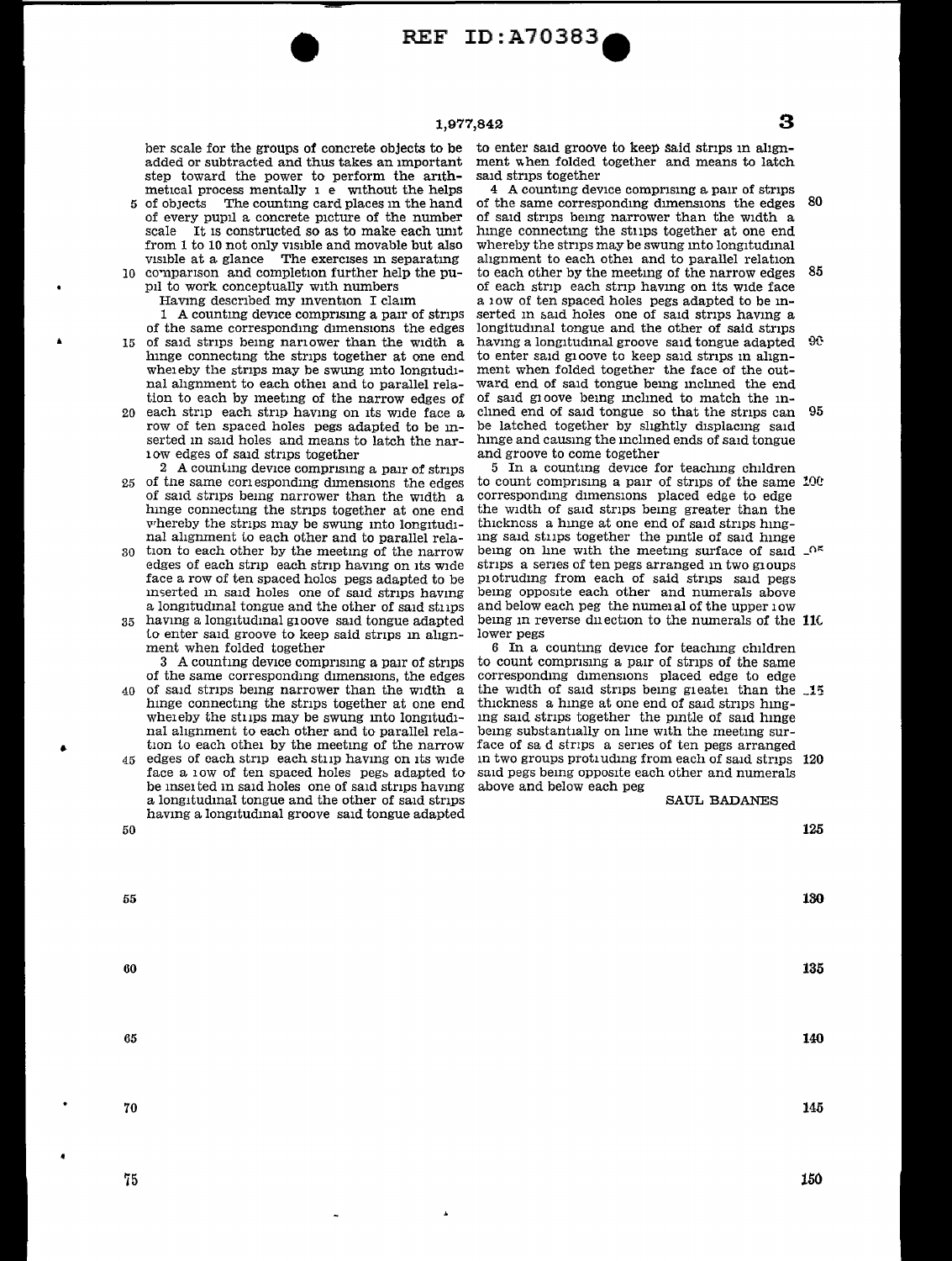ber scale for the groups of concrete objects to be added or subtracted and thus takes an important step toward the power to perform the arithmetical process mentally i e without the helps of objects The counting card places in the hand of every pupil a concrete picture of the number scale It is constructed so as to make each unit from 1 to 10 not only visible and movable but also visible at a glance The exercises in separating comparison and completion further help the pupil to work conceptually with numbers

Having described my invention I claim

1 A counting device comprising a pair of strips of the same corresponding dimensions the edges of said strips being narrower than the width a hinge connecting the strips together at one end whereby the strips may be swung into longitudinal alignment to each other and to parallel relation to each by meeting of the narrow edges of each strip each strip having on its wide face a row of ten spaced holes pegs adapted to be inserted in said holes and means to latch the narrow edges of said strips together

2 A counting device comprising a pair of strips of the same corresponding dimensions the edges of said strips being narrower than the width a hinge connecting the strips together at one end whereby the strips may be swung into longitudinal alignment to each other and to parallel relation to each other by the meeting of the narrow edges of each strip each strip having on its wide face a row of ten spaced holes pegs adapted to be inserted in said holes one of said strips having a longitudinal tongue and the other of said strips having a longitudinal groove said tongue adapted to enter said groove to keep said strips in alignment when folded together

3 A counting device comprising a pair of strips of the same corresponding dimensions, the edges of said strips being narrower than the width a hinge connecting the strips together at one end whereby the strips may be swung into longitudinal alignment to each other and to parallel relation to each other by the meeting of the narrow edges of each strip each strip having on its wide face a row of ten spaced holes pegs adapted to be inserted in said holes one of said strips having a longitudinal tongue and the other of said strips having a longitudinal groove said tongue adapted to enter said groove to keep said strips in alignment when folded together and means to latch said strips together

4 A counting device comprising a pair of strips of the same corresponding dimensions the edges of said strips being narrower than the width a hinge connecting the strips together at one end whereby the strips may be swung into longitudinal alignment to each other and to parallel relation to each other by the meeting of the narrow edges of each strip each strip having on its wide face a row of ten spaced holes pegs adapted to be inserted in said holes one of said strips having a longitudinal tongue and the other of said strips having a longitudinal groove said tongue adapted to enter said groove to keep said strips in alignment when folded together the face of the outward end of said tongue being inclined the end of said groove being inclined to match the inclined end of said tongue so that the strips can be latched together by slightly displacing said hinge and causing the inclined ends of said tongue and groove to come together

5 In a counting device for teaching children to count comprising a pair of strips of the same corresponding dimensions placed edge to edge the width of said strips being greater than the thickness a hinge at one end of said strips hinging said strips together the pintle of said hinge being on line with the meeting surface of said strips a series of ten pegs arranged in two groups protruding from each of said strips said pegs being opposite each other and numerals above and below each peg the numeral of the upper row being in reverse direction to the numerals of the lower pegs

6 In a counting device for teaching children to count comprising a pair of strips of the same corresponding dimensions placed edge to edge the width of said strips being greater than the thickness a hinge at one end of said strips hinging said strips together the pintle of said hinge being substantially on line with the meeting surface of said strips a series of ten pegs arranged in two groups protruding from each of said strips said pegs being opposite each other and numerals above and below each peg

SAUL BADANES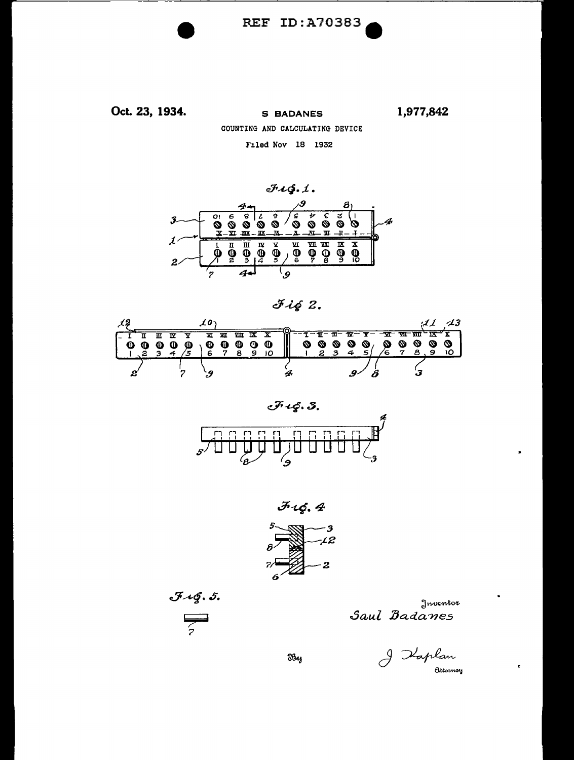REF ID:A70383

Oct. 23, 1934.

S BADANES

1,977,842

COUNTING AND CALCULATING DEVICE

Filed Nov 18 1932

Fig. 1.

Fig 2.

Fig. 3.

Fig. 4

Fig. 5.

Inventor
Saul Badanes

By

J Kaplan
Attorney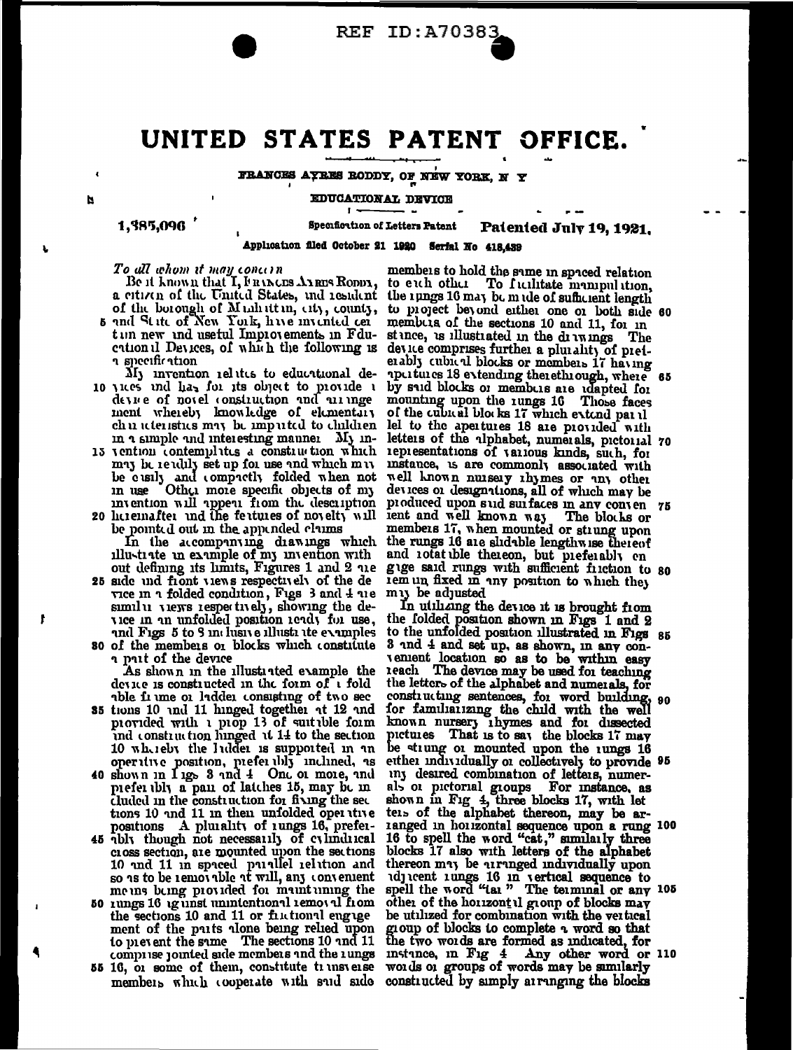REF ID:A70383

# UNITED STATES PATENT OFFICE.

FRANCES AYRES RODDY, OF NEW YORK, N. Y.

EDUCATIONAL DEVICE

1,385,096. Specification of Letters Patent. Patented July 19, 1921.

Application filed October 21, 1920. Serial No. 418,439.

*To all whom it may concern:*

Be it known that I, FRANCES AYRES RODDY, a citizen of the United States, and resident of the borough of Manhattan, city, county, and State of New York, have invented certain new and useful Improvements in Educational Devices, of which the following is a specification.

My invention relates to educational devices and has for its object to provide a device of novel construction and arrangement whereby knowledge of elementary characteristics may be imparted to children in a simple and interesting manner. My invention contemplates a construction which may be readily set up for use and which may be easily and compactly folded when not in use. Other more specific objects of my invention will appear from the description hereinafter and the features of novelty will be pointed out in the appended claims.

In the accompanying drawings which illustrate an example of my invention without defining its limits, Figures 1 and 2 are side and front views respectively of the device in a folded condition, Figs. 3 and 4 are similar views respectively, showing the device in an unfolded position ready for use, and Figs. 5 to 8 inclusive illustrate examples of the members or blocks which constitute a part of the device.

As shown in the illustrated example the device is constructed in the form of a foldable frame or ladder consisting of two sections 10 and 11 hinged together at 12 and provided with a prop 13 of suitable form and construction hinged at 14 to the section 10 whereby the ladder is supported in an operative position, preferably inclined, as shown in Figs. 3 and 4. One or more, and preferably a pair of latches 15, may be included in the construction for fixing the sections 10 and 11 in their unfolded operative positions. A plurality of rungs 16, preferably though not necessarily of cylindrical cross section, are mounted upon the sections 10 and 11 in spaced parallel relation and so as to be removable at will, any convenient means being provided for maintaining the rungs 16 against unintentional removal from the sections 10 and 11 or frictional engagement of the parts alone being relied upon to prevent the same. The sections 10 and 11 comprise jointed side members and the rungs 16, or some of them, constitute transverse members which cooperate with said side members to hold the same in spaced relation to each other. To facilitate manipulation, the rungs 16 may be made of sufficient length to project beyond either one or both side members of the sections 10 and 11, for instance, as illustrated in the drawings. The device comprises further a plurality of preferably cubical blocks or members 17 having apertures 18 extending therethrough, whereby said blocks or members are adapted for mounting upon the rungs 16. Those faces of the cubical blocks 17 which extend parallel to the apertures 18 are provided with letters of the alphabet, numerals, pictorial representations of various kinds, such, for instance, as are commonly associated with well known nursery rhymes or any other devices or designations, all of which may be produced upon said surfaces in any convenient and well known way. The blocks or members 17, when mounted or strung upon the rungs 16 are slidable lengthwise thereof and rotatable thereon, but preferably engage said rungs with sufficient friction to remain fixed in any position to which they may be adjusted.

In utilizing the device it is brought from the folded position shown in Figs. 1 and 2 to the unfolded position illustrated in Figs. 3 and 4 and set up, as shown, in any convenient location so as to be within easy reach. The device may be used for teaching the letters of the alphabet and numerals, for constructing sentences, for word building, for familiarizing the child with the well known nursery rhymes and for dissected pictures. That is to say the blocks 17 may be strung or mounted upon the rungs 16 either individually or collectively to provide any desired combination of letters, numerals or pictorial groups. For instance, as shown in Fig. 4, three blocks 17, with letters of the alphabet thereon, may be arranged in horizontal sequence upon a rung 16 to spell the word "cat," similarly three blocks 17 also with letters of the alphabet thereon may be arranged individually upon adjacent rungs 16 in vertical sequence to spell the word "rat." The terminal or any other of the horizontal group of blocks may be utilized for combination with the vertical group of blocks to complete a word so that the two words are formed as indicated, for instance, in Fig. 4. Any other word or words or groups of words may be similarly constructed by simply arranging the blocks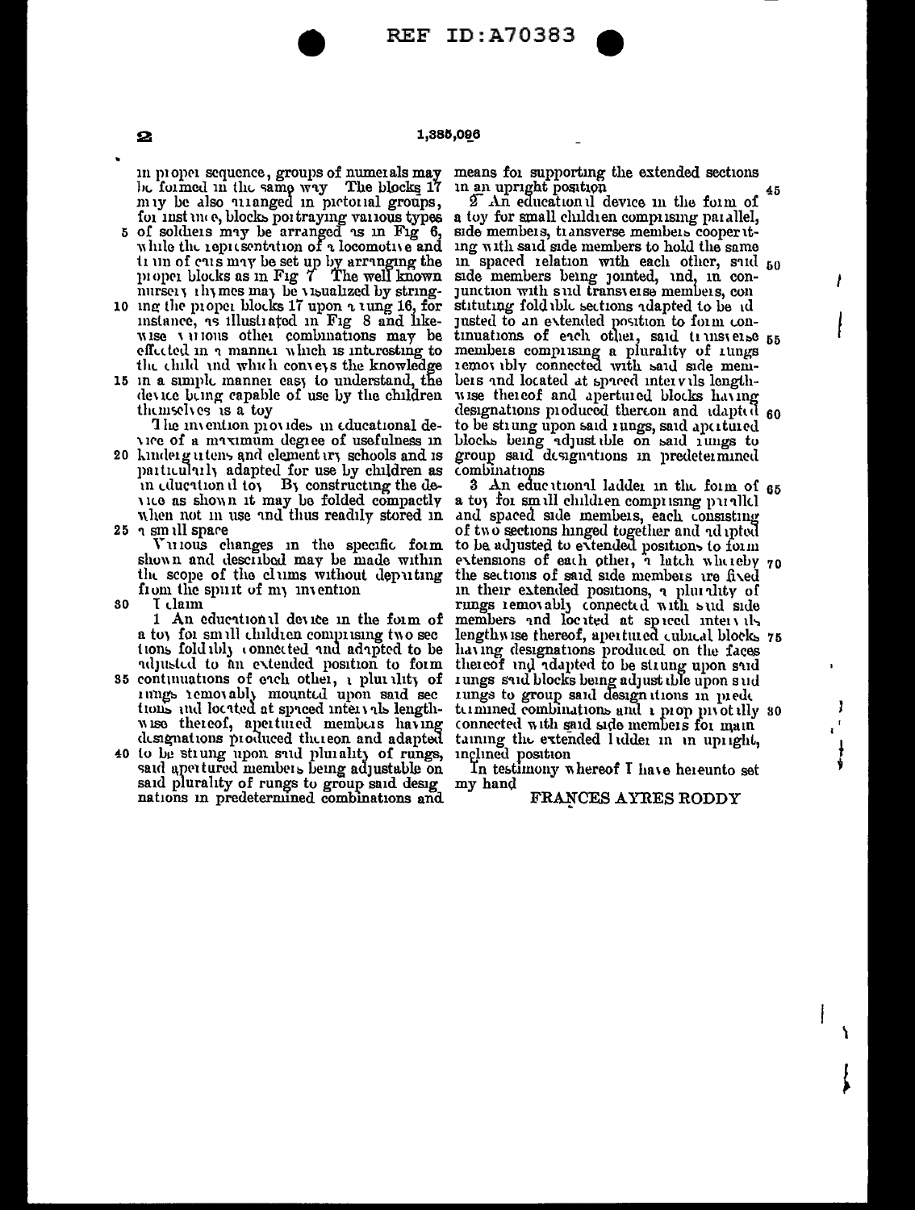in proper sequence, groups of numerals may be formed in the same way. The blocks 17 may be also arranged in pictorial groups, for instance, blocks portraying various types of soldiers may be arranged as in Fig 6, while the representation of a locomotive and train of cars may be set up by arranging the proper blocks as in Fig 7. The well known nursery rhymes may be visualized by stringing the proper blocks 17 upon a rung 16, for instance, as illustrated in Fig 8 and likewise various other combinations may be effected in a manner which is interesting to the child and which conveys the knowledge in a simple manner easy to understand, the device being capable of use by the children themselves as a toy.

The invention provides an educational device of a maximum degree of usefulness in kindergartens and elementary schools and is particularly adapted for use by children as an educational toy. By constructing the device as shown it may be folded compactly when not in use and thus readily stored in a small space.

Various changes in the specific form shown and described may be made within the scope of the claims without departing from the spirit of my invention.

I claim:

1. An educational device in the form of a toy for small children comprising two sections foldably connected and adapted to be adjusted to an extended position to form continuations of each other, a plurality of rungs removably mounted upon said sections and located at spaced intervals lengthwise thereof, apertured members having designations produced thereon and adapted to be strung upon said plurality of rungs, said apertured members being adjustable on said plurality of rungs to group said designations in predetermined combinations and means for supporting the extended sections in an upright position.

2. An educational device in the form of a toy for small children comprising parallel, side members, transverse members cooperating with said side members to hold the same in spaced relation with each other, said side members being jointed, and, in conjunction with said transverse members, constituting foldable sections adapted to be adjusted to an extended position to form continuations of each other, said transverse members comprising a plurality of rungs removably connected with said side members and located at spaced intervals lengthwise thereof and apertured blocks having designations produced thereon and adapted to be strung upon said rungs, said apertured blocks being adjustable on said rungs to group said designations in predetermined combinations.

3. An educational ladder in the form of a toy for small children comprising parallel and spaced side members, each consisting of two sections hinged together and adapted to be adjusted to extended positions to form extensions of each other, a latch whereby the sections of said side members are fixed in their extended positions, a plurality of rungs removably connected with said side members and located at spaced intervals lengthwise thereof, apertured cubical blocks having designations produced on the faces thereof and adapted to be strung upon said rungs said blocks being adjustable upon said rungs to group said designations in predetermined combinations and a prop pivotally connected with said side members for maintaining the extended ladder in an upright, inclined position.

In testimony whereof I have hereunto set my hand.

FRANCES AYRES RODDY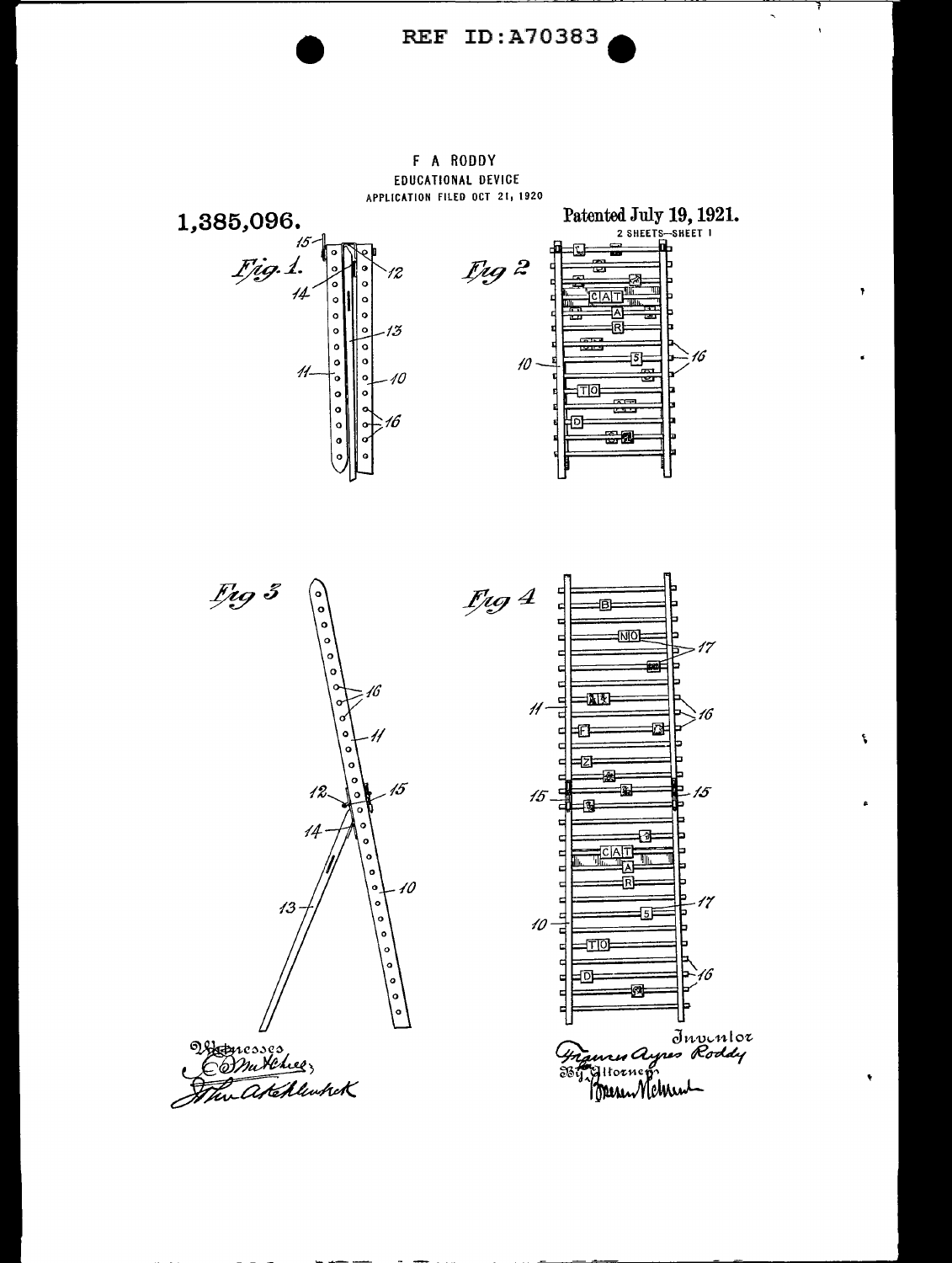REF ID:A70383

F A RODDY
EDUCATIONAL DEVICE
APPLICATION FILED OCT 21, 1920

**1,385,096.**

**Patented July 19, 1921.**

2 SHEETS—SHEET 1

*Fig. 1.*

*Fig 2*

*Fig 3*

*Fig 4*

Witnesses

Inventor
Frances Ayres Roddy
By Attorney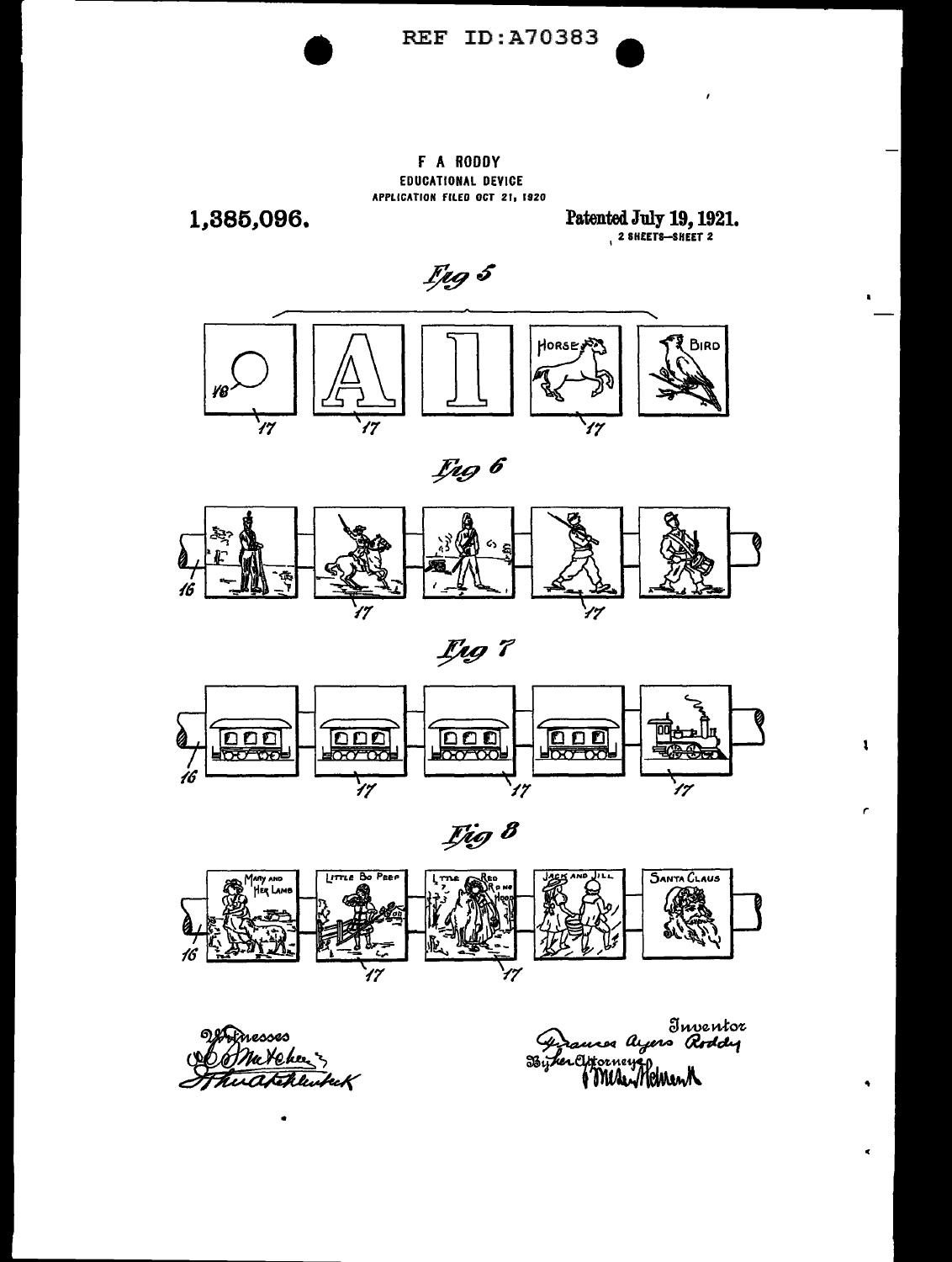REF ID:A70383

F A RODDY
EDUCATIONAL DEVICE
APPLICATION FILED OCT 21, 1920

1,385,096.

Patented July 19, 1921.
2 SHEETS—SHEET 2

Fig 5

18
17
17
17
HORSE
BIRD

Fig 6

16
17
17

Fig 7

16
17
17
17

Fig 8

MARY AND HER LAMB
LITTLE BO PEEP
LITTLE RED RIDING HOOD
JACK AND JILL
SANTA CLAUS
16
17
17

Witnesses

Inventor
Frances Ayers Roddy
By her Attorneys